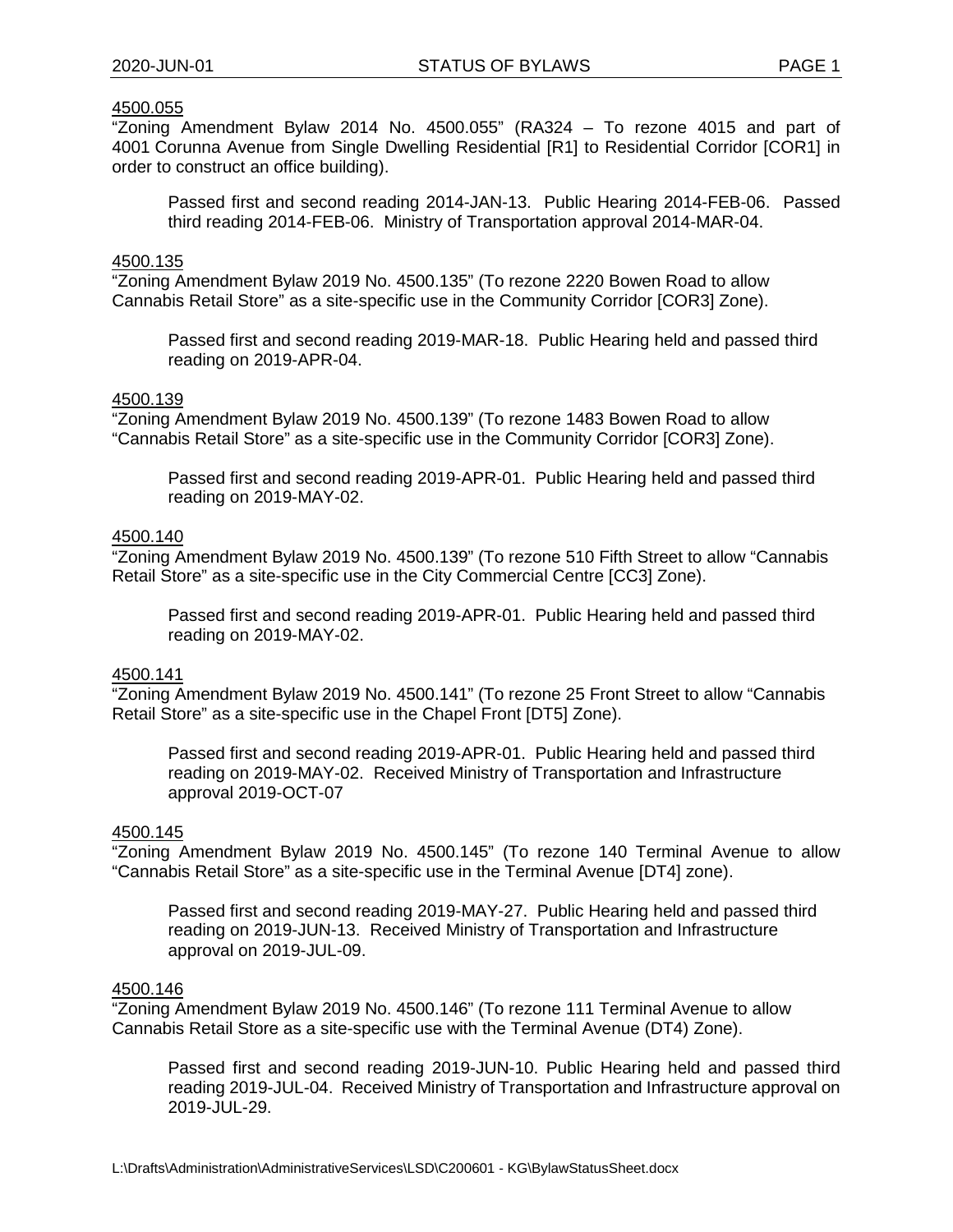4500.055

"Zoning Amendment Bylaw 2014 No. 4500.055" (RA324 – To rezone 4015 and part of 4001 Corunna Avenue from Single Dwelling Residential [R1] to Residential Corridor [COR1] in order to construct an office building).

Passed first and second reading 2014-JAN-13. Public Hearing 2014-FEB-06. Passed third reading 2014-FEB-06. Ministry of Transportation approval 2014-MAR-04.

4500.135

"Zoning Amendment Bylaw 2019 No. 4500.135" (To rezone 2220 Bowen Road to allow Cannabis Retail Store" as a site-specific use in the Community Corridor [COR3] Zone).

Passed first and second reading 2019-MAR-18. Public Hearing held and passed third reading on 2019-APR-04.

4500.139

"Zoning Amendment Bylaw 2019 No. 4500.139" (To rezone 1483 Bowen Road to allow "Cannabis Retail Store" as a site-specific use in the Community Corridor [COR3] Zone).

Passed first and second reading 2019-APR-01. Public Hearing held and passed third reading on 2019-MAY-02.

4500.140

"Zoning Amendment Bylaw 2019 No. 4500.139" (To rezone 510 Fifth Street to allow "Cannabis Retail Store" as a site-specific use in the City Commercial Centre [CC3] Zone).

Passed first and second reading 2019-APR-01. Public Hearing held and passed third reading on 2019-MAY-02.

4500.141

"Zoning Amendment Bylaw 2019 No. 4500.141" (To rezone 25 Front Street to allow "Cannabis Retail Store" as a site-specific use in the Chapel Front [DT5] Zone).

Passed first and second reading 2019-APR-01. Public Hearing held and passed third reading on 2019-MAY-02. Received Ministry of Transportation and Infrastructure approval 2019-OCT-07

4500.145

"Zoning Amendment Bylaw 2019 No. 4500.145" (To rezone 140 Terminal Avenue to allow "Cannabis Retail Store" as a site-specific use in the Terminal Avenue [DT4] zone).

Passed first and second reading 2019-MAY-27. Public Hearing held and passed third reading on 2019-JUN-13. Received Ministry of Transportation and Infrastructure approval on 2019-JUL-09.

4500.146

"Zoning Amendment Bylaw 2019 No. 4500.146" (To rezone 111 Terminal Avenue to allow Cannabis Retail Store as a site-specific use with the Terminal Avenue (DT4) Zone).

Passed first and second reading 2019-JUN-10. Public Hearing held and passed third reading 2019-JUL-04. Received Ministry of Transportation and Infrastructure approval on 2019-JUL-29.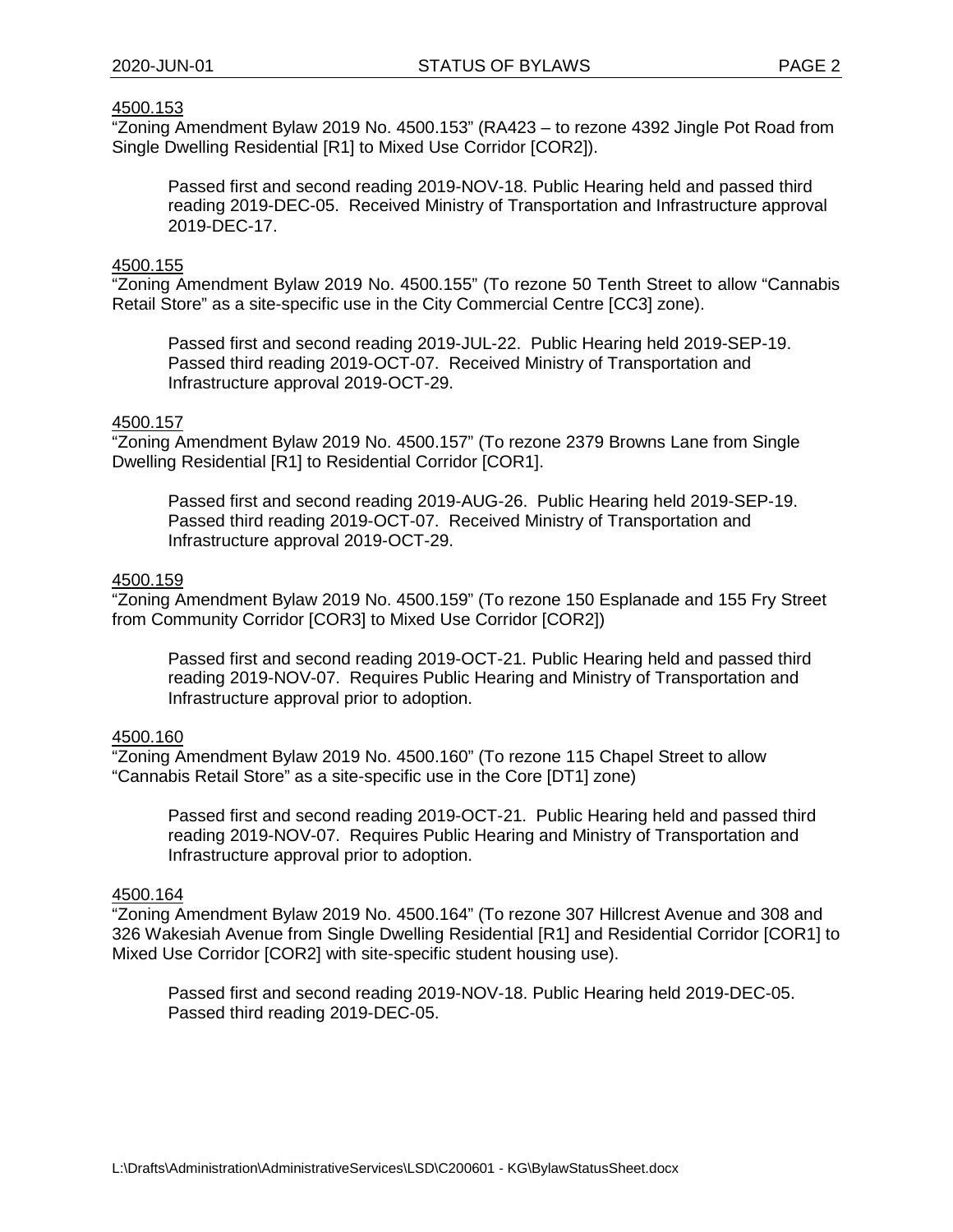4500.153

"Zoning Amendment Bylaw 2019 No. 4500.153" (RA423 – to rezone 4392 Jingle Pot Road from Single Dwelling Residential [R1] to Mixed Use Corridor [COR2]).

> Passed first and second reading 2019-NOV-18. Public Hearing held and passed third reading 2019-DEC-05. Received Ministry of Transportation and Infrastructure approval 2019-DEC-17.

4500.155

"Zoning Amendment Bylaw 2019 No. 4500.155" (To rezone 50 Tenth Street to allow "Cannabis Retail Store" as a site-specific use in the City Commercial Centre [CC3] zone).

> Passed first and second reading 2019-JUL-22. Public Hearing held 2019-SEP-19. Passed third reading 2019-OCT-07. Received Ministry of Transportation and Infrastructure approval 2019-OCT-29.

4500.157

"Zoning Amendment Bylaw 2019 No. 4500.157" (To rezone 2379 Browns Lane from Single Dwelling Residential [R1] to Residential Corridor [COR1].

> Passed first and second reading 2019-AUG-26. Public Hearing held 2019-SEP-19. Passed third reading 2019-OCT-07. Received Ministry of Transportation and Infrastructure approval 2019-OCT-29.

4500.159

"Zoning Amendment Bylaw 2019 No. 4500.159" (To rezone 150 Esplanade and 155 Fry Street from Community Corridor [COR3] to Mixed Use Corridor [COR2])

> Passed first and second reading 2019-OCT-21. Public Hearing held and passed third reading 2019-NOV-07. Requires Public Hearing and Ministry of Transportation and Infrastructure approval prior to adoption.

4500.160

"Zoning Amendment Bylaw 2019 No. 4500.160" (To rezone 115 Chapel Street to allow "Cannabis Retail Store" as a site-specific use in the Core [DT1] zone)

> Passed first and second reading 2019-OCT-21. Public Hearing held and passed third reading 2019-NOV-07. Requires Public Hearing and Ministry of Transportation and Infrastructure approval prior to adoption.

4500.164

"Zoning Amendment Bylaw 2019 No. 4500.164" (To rezone 307 Hillcrest Avenue and 308 and 326 Wakesiah Avenue from Single Dwelling Residential [R1] and Residential Corridor [COR1] to Mixed Use Corridor [COR2] with site-specific student housing use).

> Passed first and second reading 2019-NOV-18. Public Hearing held 2019-DEC-05. Passed third reading 2019-DEC-05.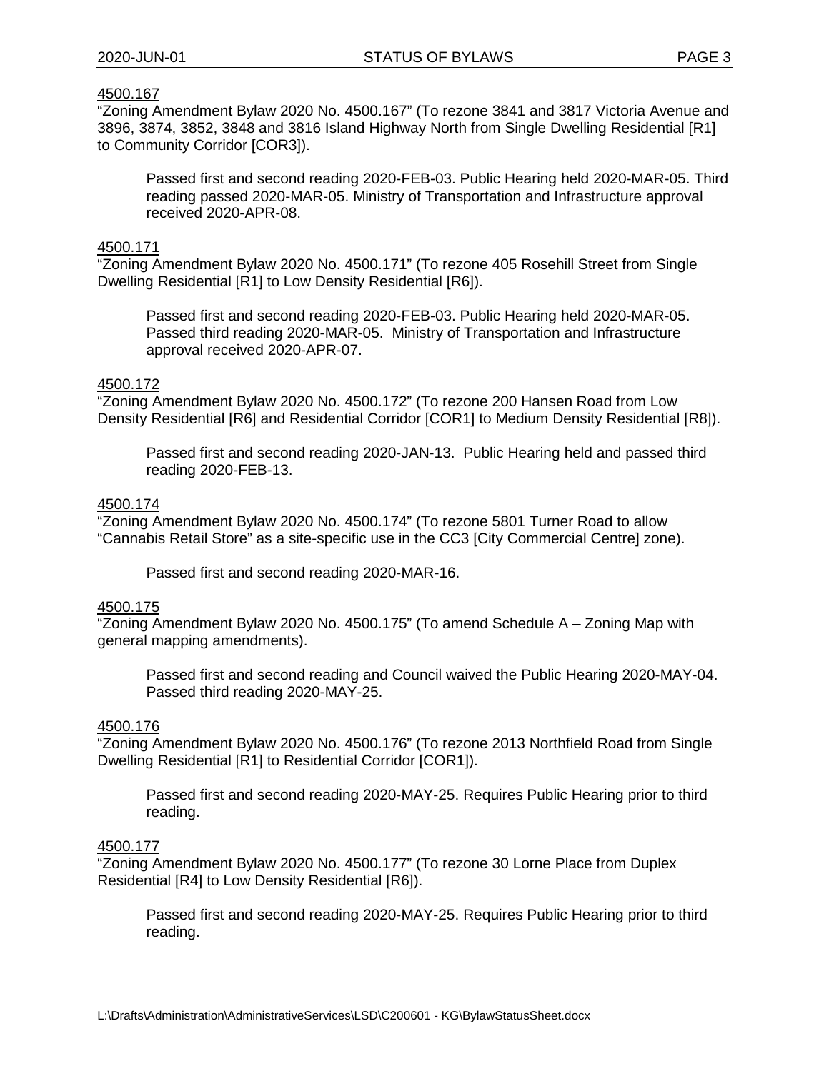<u>4500.167</u>

"Zoning Amendment Bylaw 2020 No. 4500.167" (To rezone 3841 and 3817 Victoria Avenue and 3896, 3874, 3852, 3848 and 3816 Island Highway North from Single Dwelling Residential [R1] to Community Corridor [COR3]).

> Passed first and second reading 2020-FEB-03. Public Hearing held 2020-MAR-05. Third reading passed 2020-MAR-05. Ministry of Transportation and Infrastructure approval received 2020-APR-08.

<u>4500.171</u>

"Zoning Amendment Bylaw 2020 No. 4500.171" (To rezone 405 Rosehill Street from Single Dwelling Residential [R1] to Low Density Residential [R6]).

> Passed first and second reading 2020-FEB-03. Public Hearing held 2020-MAR-05. Passed third reading 2020-MAR-05. Ministry of Transportation and Infrastructure approval received 2020-APR-07.

<u>4500.172</u>

"Zoning Amendment Bylaw 2020 No. 4500.172" (To rezone 200 Hansen Road from Low Density Residential [R6] and Residential Corridor [COR1] to Medium Density Residential [R8]).

> Passed first and second reading 2020-JAN-13. Public Hearing held and passed third reading 2020-FEB-13.

<u>4500.174</u>

"Zoning Amendment Bylaw 2020 No. 4500.174" (To rezone 5801 Turner Road to allow "Cannabis Retail Store" as a site-specific use in the CC3 [City Commercial Centre] zone).

> Passed first and second reading 2020-MAR-16.

<u>4500.175</u>

"Zoning Amendment Bylaw 2020 No. 4500.175" (To amend Schedule A – Zoning Map with general mapping amendments).

> Passed first and second reading and Council waived the Public Hearing 2020-MAY-04. Passed third reading 2020-MAY-25.

<u>4500.176</u>

"Zoning Amendment Bylaw 2020 No. 4500.176" (To rezone 2013 Northfield Road from Single Dwelling Residential [R1] to Residential Corridor [COR1]).

> Passed first and second reading 2020-MAY-25. Requires Public Hearing prior to third reading.

<u>4500.177</u>

"Zoning Amendment Bylaw 2020 No. 4500.177" (To rezone 30 Lorne Place from Duplex Residential [R4] to Low Density Residential [R6]).

> Passed first and second reading 2020-MAY-25. Requires Public Hearing prior to third reading.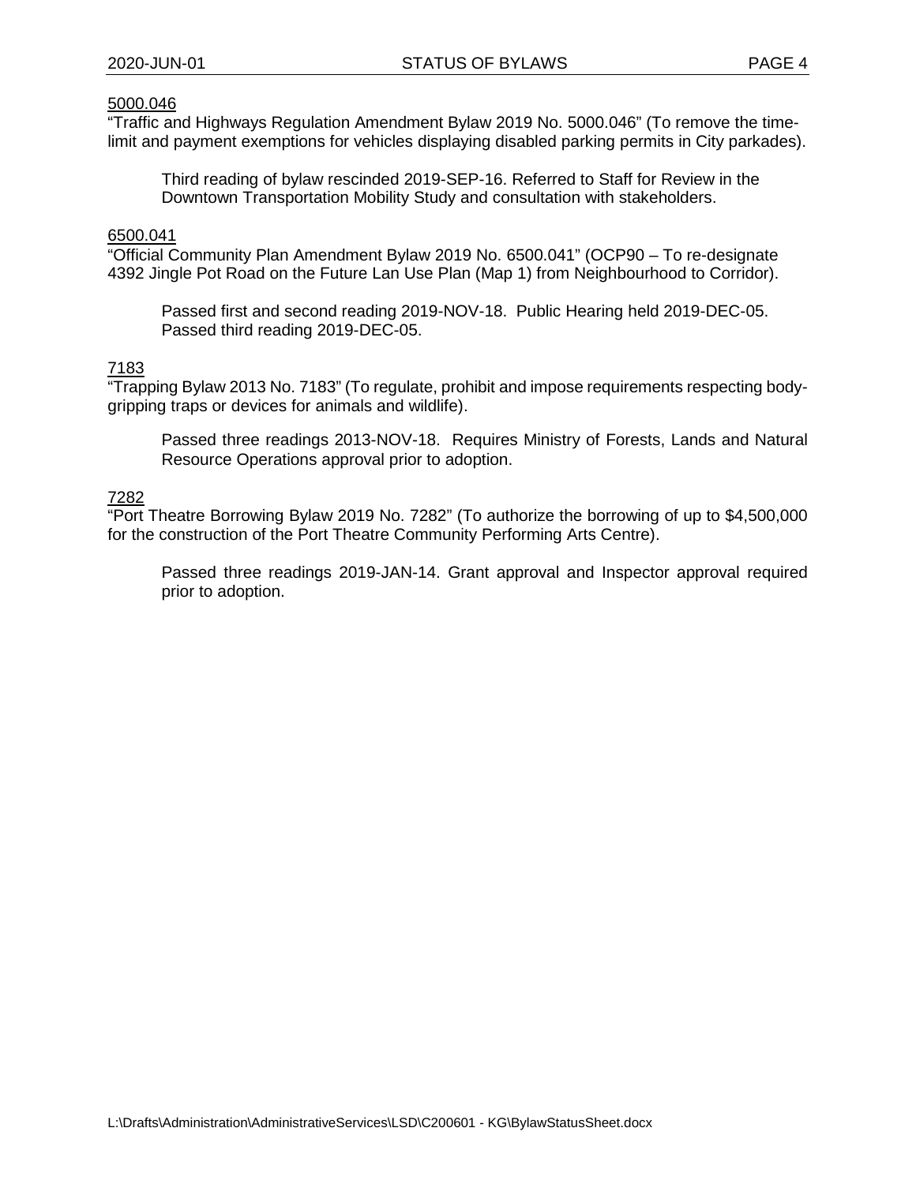<u>5000.046</u>
"Traffic and Highways Regulation Amendment Bylaw 2019 No. 5000.046" (To remove the time-limit and payment exemptions for vehicles displaying disabled parking permits in City parkades).

> Third reading of bylaw rescinded 2019-SEP-16. Referred to Staff for Review in the Downtown Transportation Mobility Study and consultation with stakeholders.

<u>6500.041</u>
"Official Community Plan Amendment Bylaw 2019 No. 6500.041" (OCP90 – To re-designate 4392 Jingle Pot Road on the Future Lan Use Plan (Map 1) from Neighbourhood to Corridor).

> Passed first and second reading 2019-NOV-18. Public Hearing held 2019-DEC-05. Passed third reading 2019-DEC-05.

<u>7183</u>
"Trapping Bylaw 2013 No. 7183" (To regulate, prohibit and impose requirements respecting body-gripping traps or devices for animals and wildlife).

> Passed three readings 2013-NOV-18. Requires Ministry of Forests, Lands and Natural Resource Operations approval prior to adoption.

<u>7282</u>
"Port Theatre Borrowing Bylaw 2019 No. 7282" (To authorize the borrowing of up to $4,500,000 for the construction of the Port Theatre Community Performing Arts Centre).

> Passed three readings 2019-JAN-14. Grant approval and Inspector approval required prior to adoption.

L:\Drafts\Administration\AdministrativeServices\LSD\C200601 - KG\BylawStatusSheet.docx